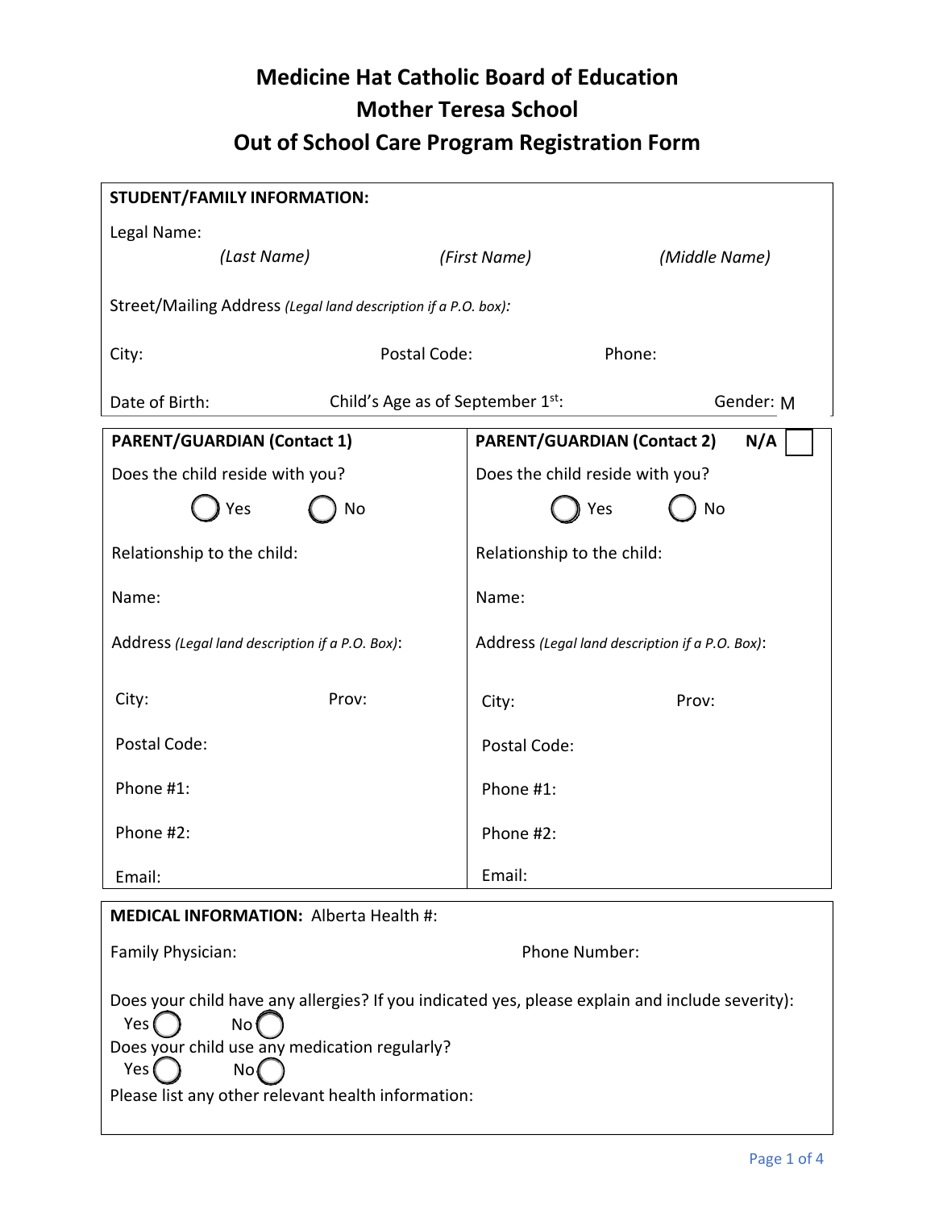# Medicine Hat Catholic Board of Education
# Mother Teresa School
# Out of School Care Program Registration Form

**STUDENT/FAMILY INFORMATION:**

Legal Name:
*(Last Name)* *(First Name)* *(Middle Name)*

Street/Mailing Address *(Legal land description if a P.O. box)*:

City: Postal Code: Phone:

Date of Birth: Child's Age as of September 1st: Gender: M

| PARENT/GUARDIAN (Contact 1) | PARENT/GUARDIAN (Contact 2) N/A ☐ |
|---|---|
| Does the child reside with you? | Does the child reside with you? |
| ◯ Yes ◯ No | ◯ Yes ◯ No |
| Relationship to the child: | Relationship to the child: |
| Name: | Name: |
| Address *(Legal land description if a P.O. Box)*: | Address *(Legal land description if a P.O. Box)*: |
| City: Prov: | City: Prov: |
| Postal Code: | Postal Code: |
| Phone #1: | Phone #1: |
| Phone #2: | Phone #2: |
| Email: | Email: |

**MEDICAL INFORMATION:** Alberta Health #:

Family Physician: Phone Number:

Does your child have any allergies? If you indicated yes, please explain and include severity):
Yes ◯ No ◯

Does your child use any medication regularly?
Yes ◯ No ◯

Please list any other relevant health information: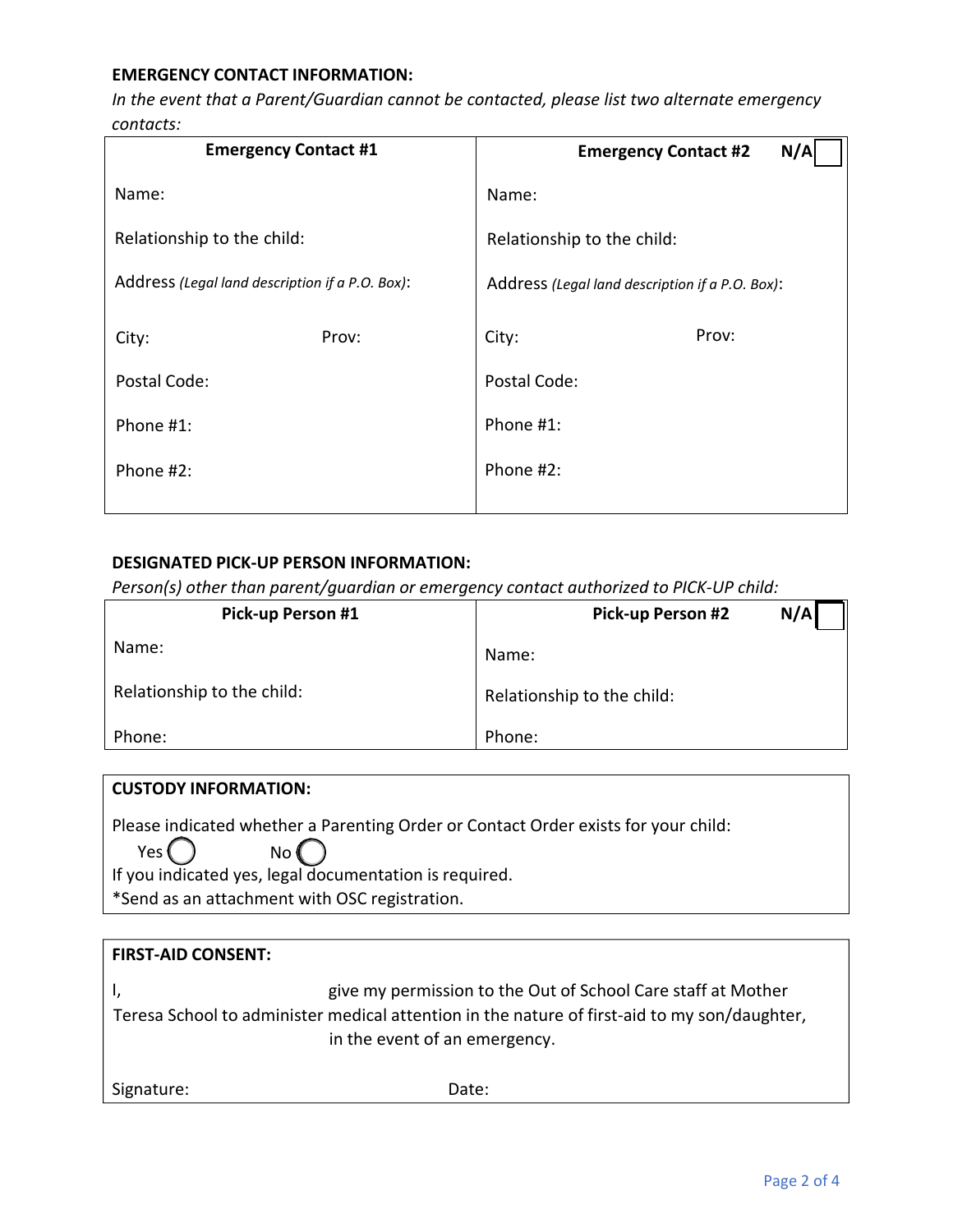**EMERGENCY CONTACT INFORMATION:**

*In the event that a Parent/Guardian cannot be contacted, please list two alternate emergency contacts:*

| Emergency Contact #1 | Emergency Contact #2 N/A ☐ |
|---|---|
| Name: | Name: |
| Relationship to the child: | Relationship to the child: |
| Address *(Legal land description if a P.O. Box)*: | Address *(Legal land description if a P.O. Box)*: |
| City: Prov: | City: Prov: |
| Postal Code: | Postal Code: |
| Phone #1: | Phone #1: |
| Phone #2: | Phone #2: |

**DESIGNATED PICK-UP PERSON INFORMATION:**

*Person(s) other than parent/guardian or emergency contact authorized to PICK-UP child:*

| Pick-up Person #1 | Pick-up Person #2 N/A ☐ |
|---|---|
| Name: | Name: |
| Relationship to the child: | Relationship to the child: |
| Phone: | Phone: |

**CUSTODY INFORMATION:**

Please indicated whether a Parenting Order or Contact Order exists for your child:

Yes ◯ No ◯

If you indicated yes, legal documentation is required.

*Send as an attachment with OSC registration.

**FIRST-AID CONSENT:**

I, ____________________ give my permission to the Out of School Care staff at Mother Teresa School to administer medical attention in the nature of first-aid to my son/daughter, ____________________ in the event of an emergency.

Signature: ____________________ Date: ____________________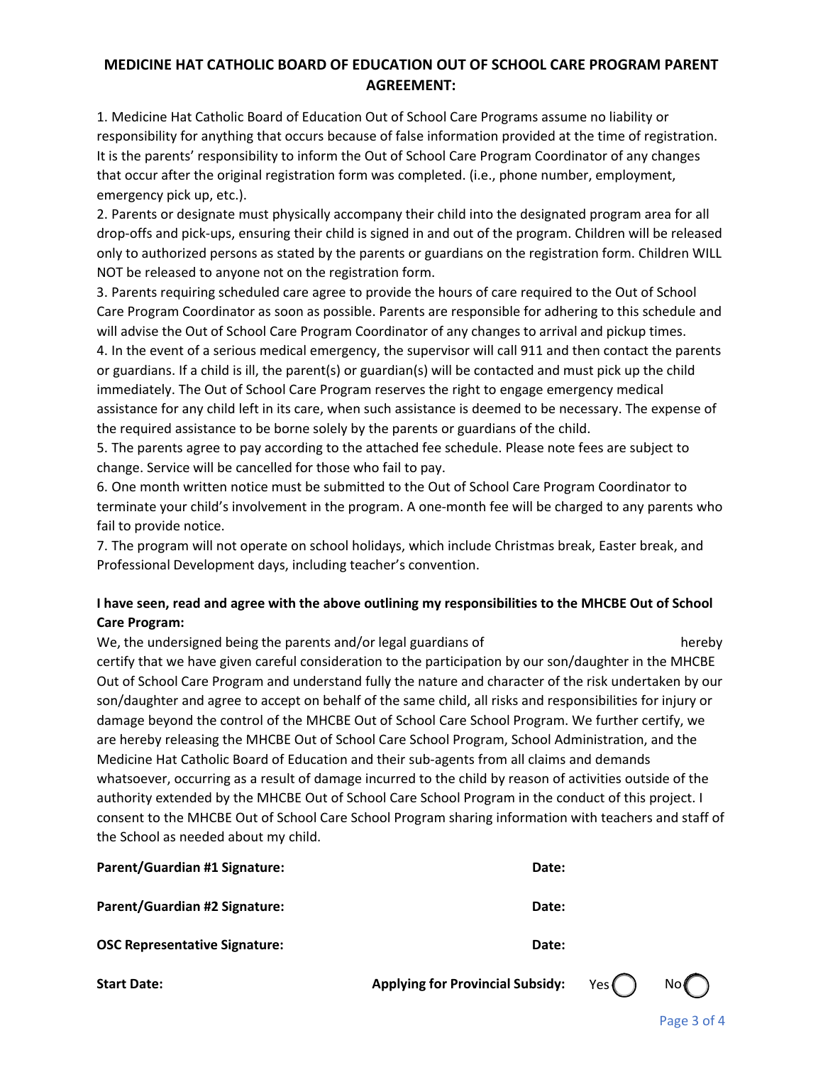## MEDICINE HAT CATHOLIC BOARD OF EDUCATION OUT OF SCHOOL CARE PROGRAM PARENT AGREEMENT:

1. Medicine Hat Catholic Board of Education Out of School Care Programs assume no liability or responsibility for anything that occurs because of false information provided at the time of registration. It is the parents' responsibility to inform the Out of School Care Program Coordinator of any changes that occur after the original registration form was completed. (i.e., phone number, employment, emergency pick up, etc.).
2. Parents or designate must physically accompany their child into the designated program area for all drop-offs and pick-ups, ensuring their child is signed in and out of the program. Children will be released only to authorized persons as stated by the parents or guardians on the registration form. Children WILL NOT be released to anyone not on the registration form.
3. Parents requiring scheduled care agree to provide the hours of care required to the Out of School Care Program Coordinator as soon as possible. Parents are responsible for adhering to this schedule and will advise the Out of School Care Program Coordinator of any changes to arrival and pickup times.
4. In the event of a serious medical emergency, the supervisor will call 911 and then contact the parents or guardians. If a child is ill, the parent(s) or guardian(s) will be contacted and must pick up the child immediately. The Out of School Care Program reserves the right to engage emergency medical assistance for any child left in its care, when such assistance is deemed to be necessary. The expense of the required assistance to be borne solely by the parents or guardians of the child.
5. The parents agree to pay according to the attached fee schedule. Please note fees are subject to change. Service will be cancelled for those who fail to pay.
6. One month written notice must be submitted to the Out of School Care Program Coordinator to terminate your child's involvement in the program. A one-month fee will be charged to any parents who fail to provide notice.
7. The program will not operate on school holidays, which include Christmas break, Easter break, and Professional Development days, including teacher's convention.

**I have seen, read and agree with the above outlining my responsibilities to the MHCBE Out of School Care Program:**

We, the undersigned being the parents and/or legal guardians of                                        hereby certify that we have given careful consideration to the participation by our son/daughter in the MHCBE Out of School Care Program and understand fully the nature and character of the risk undertaken by our son/daughter and agree to accept on behalf of the same child, all risks and responsibilities for injury or damage beyond the control of the MHCBE Out of School Care School Program. We further certify, we are hereby releasing the MHCBE Out of School Care School Program, School Administration, and the Medicine Hat Catholic Board of Education and their sub-agents from all claims and demands whatsoever, occurring as a result of damage incurred to the child by reason of activities outside of the authority extended by the MHCBE Out of School Care School Program in the conduct of this project. I consent to the MHCBE Out of School Care School Program sharing information with teachers and staff of the School as needed about my child.

**Parent/Guardian #1 Signature:** **Date:**

**Parent/Guardian #2 Signature:** **Date:**

**OSC Representative Signature:** **Date:**

**Start Date:** **Applying for Provincial Subsidy:** Yes ◯ No ◯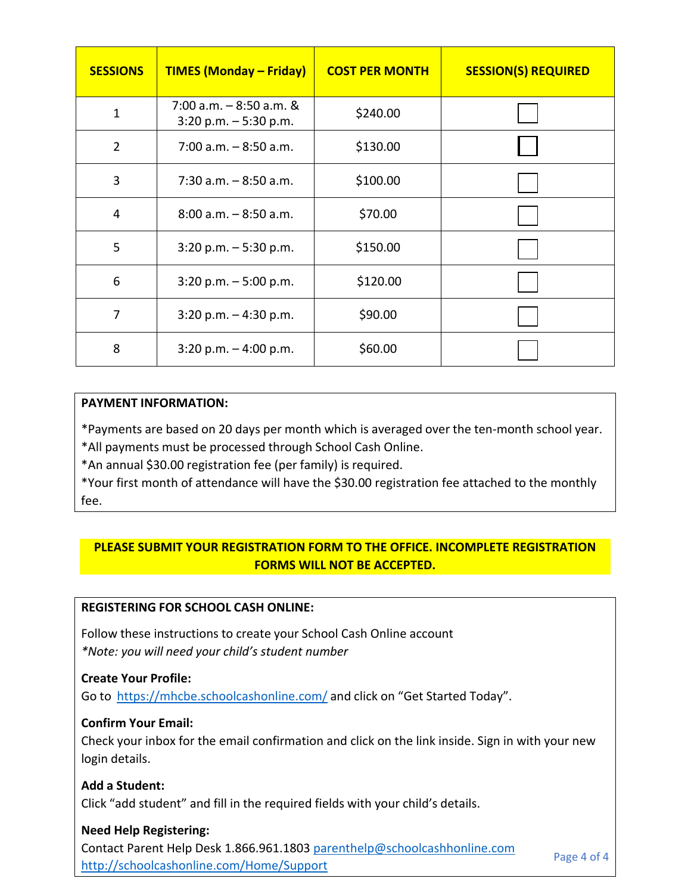| SESSIONS | TIMES (Monday – Friday) | COST PER MONTH | SESSION(S) REQUIRED |
|---|---|---|---|
| 1 | 7:00 a.m. – 8:50 a.m. & 3:20 p.m. – 5:30 p.m. | $240.00 | ☐ |
| 2 | 7:00 a.m. – 8:50 a.m. | $130.00 | ☐ |
| 3 | 7:30 a.m. – 8:50 a.m. | $100.00 | ☐ |
| 4 | 8:00 a.m. – 8:50 a.m. | $70.00 | ☐ |
| 5 | 3:20 p.m. – 5:30 p.m. | $150.00 | ☐ |
| 6 | 3:20 p.m. – 5:00 p.m. | $120.00 | ☐ |
| 7 | 3:20 p.m. – 4:30 p.m. | $90.00 | ☐ |
| 8 | 3:20 p.m. – 4:00 p.m. | $60.00 | ☐ |

**PAYMENT INFORMATION:**

*Payments are based on 20 days per month which is averaged over the ten-month school year.
*All payments must be processed through School Cash Online.
*An annual $30.00 registration fee (per family) is required.
*Your first month of attendance will have the $30.00 registration fee attached to the monthly fee.

**PLEASE SUBMIT YOUR REGISTRATION FORM TO THE OFFICE. INCOMPLETE REGISTRATION FORMS WILL NOT BE ACCEPTED.**

**REGISTERING FOR SCHOOL CASH ONLINE:**

Follow these instructions to create your School Cash Online account
*\*Note: you will need your child's student number*

**Create Your Profile:**
Go to https://mhcbe.schoolcashonline.com/ and click on "Get Started Today".

**Confirm Your Email:**
Check your inbox for the email confirmation and click on the link inside. Sign in with your new login details.

**Add a Student:**
Click "add student" and fill in the required fields with your child's details.

**Need Help Registering:**
Contact Parent Help Desk 1.866.961.1803 parenthelp@schoolcashhonline.com
http://schoolcashonline.com/Home/Support